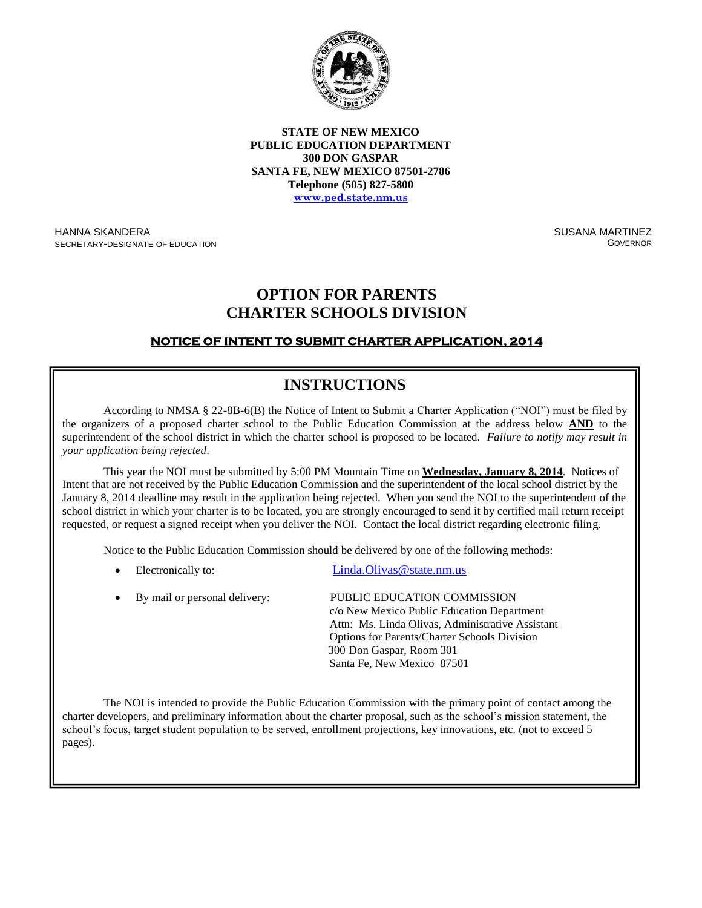**STATE OF NEW MEXICO**
**PUBLIC EDUCATION DEPARTMENT**
**300 DON GASPAR**
**SANTA FE, NEW MEXICO 87501-2786**
**Telephone (505) 827-5800**
**www.ped.state.nm.us**

HANNA SKANDERA
SECRETARY-DESIGNATE OF EDUCATION

SUSANA MARTINEZ
GOVERNOR

# OPTION FOR PARENTS
# CHARTER SCHOOLS DIVISION

## NOTICE OF INTENT TO SUBMIT CHARTER APPLICATION, 2014

## INSTRUCTIONS

According to NMSA § 22-8B-6(B) the Notice of Intent to Submit a Charter Application ("NOI") must be filed by the organizers of a proposed charter school to the Public Education Commission at the address below **AND** to the superintendent of the school district in which the charter school is proposed to be located. *Failure to notify may result in your application being rejected*.

This year the NOI must be submitted by 5:00 PM Mountain Time on **Wednesday, January 8, 2014**. Notices of Intent that are not received by the Public Education Commission and the superintendent of the local school district by the January 8, 2014 deadline may result in the application being rejected. When you send the NOI to the superintendent of the school district in which your charter is to be located, you are strongly encouraged to send it by certified mail return receipt requested, or request a signed receipt when you deliver the NOI. Contact the local district regarding electronic filing.

Notice to the Public Education Commission should be delivered by one of the following methods:

- Electronically to: Linda.Olivas@state.nm.us
- By mail or personal delivery:
  PUBLIC EDUCATION COMMISSION
  c/o New Mexico Public Education Department
  Attn: Ms. Linda Olivas, Administrative Assistant
  Options for Parents/Charter Schools Division
  300 Don Gaspar, Room 301
  Santa Fe, New Mexico 87501

The NOI is intended to provide the Public Education Commission with the primary point of contact among the charter developers, and preliminary information about the charter proposal, such as the school's mission statement, the school's focus, target student population to be served, enrollment projections, key innovations, etc. (not to exceed 5 pages).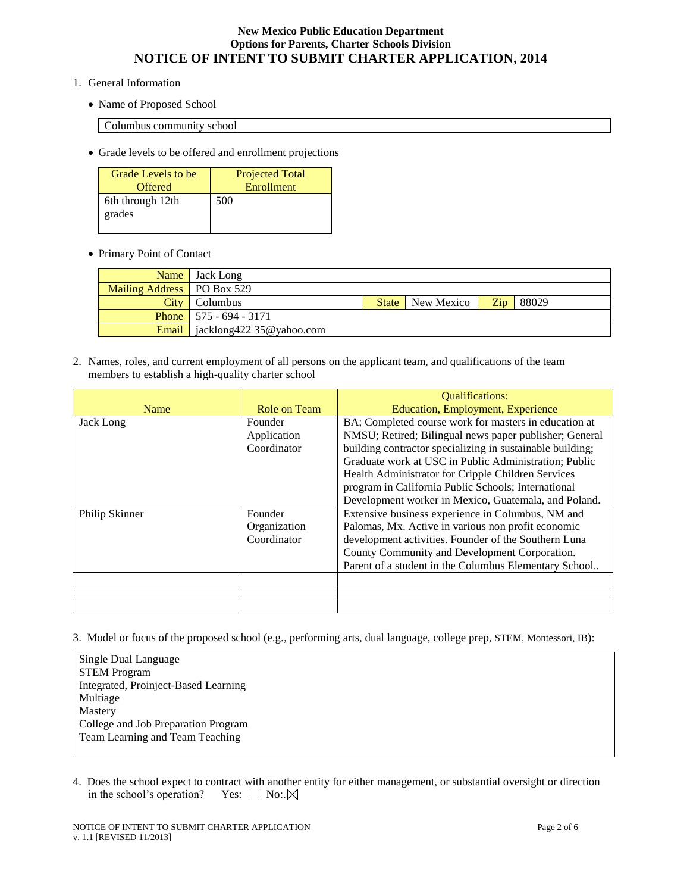**New Mexico Public Education Department**
**Options for Parents, Charter Schools Division**

# NOTICE OF INTENT TO SUBMIT CHARTER APPLICATION, 2014

1. General Information

- Name of Proposed School

| Columbus community school |
|---|

- Grade levels to be offered and enrollment projections

| Grade Levels to be Offered | Projected Total Enrollment |
|---|---|
| 6th through 12th grades | 500 |

- Primary Point of Contact

| | | | | | |
|---|---|---|---|---|---|
| Name | Jack Long | | | | |
| Mailing Address | PO Box 529 | | | | |
| City | Columbus | State | New Mexico | Zip | 88029 |
| Phone | 575 - 694 - 3171 | | | | |
| Email | jacklong422 35@yahoo.com | | | | |

2. Names, roles, and current employment of all persons on the applicant team, and qualifications of the team members to establish a high-quality charter school

| Name | Role on Team | Qualifications: Education, Employment, Experience |
|---|---|---|
| Jack Long | Founder Application Coordinator | BA; Completed course work for masters in education at NMSU; Retired; Bilingual news paper publisher; General building contractor specializing in sustainable building; Graduate work at USC in Public Administration; Public Health Administrator for Cripple Children Services program in California Public Schools; International Development worker in Mexico, Guatemala, and Poland. |
| Philip Skinner | Founder Organization Coordinator | Extensive business experience in Columbus, NM and Palomas, Mx. Active in various non profit economic development activities. Founder of the Southern Luna County Community and Development Corporation. Parent of a student in the Columbus Elementary School.. |
| | | |
| | | |
| | | |

3. Model or focus of the proposed school (e.g., performing arts, dual language, college prep, STEM, Montessori, IB):

Single Dual Language
STEM Program
Integrated, Proinject-Based Learning
Multiage
Mastery
College and Job Preparation Program
Team Learning and Team Teaching

4. Does the school expect to contract with another entity for either management, or substantial oversight or direction in the school's operation? Yes: ☐ No:.☒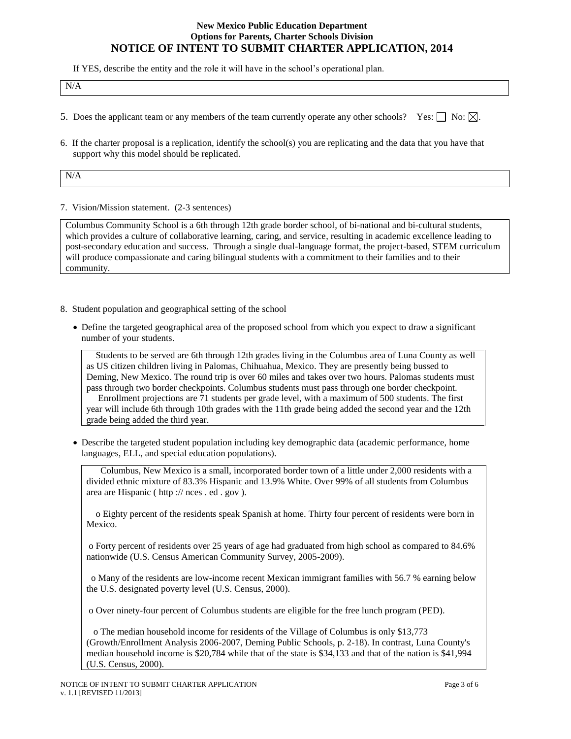If YES, describe the entity and the role it will have in the school's operational plan.

N/A

5. Does the applicant team or any members of the team currently operate any other schools? Yes: ☐ No: ☒.

6. If the charter proposal is a replication, identify the school(s) you are replicating and the data that you have that support why this model should be replicated.

N/A

7. Vision/Mission statement. (2-3 sentences)

Columbus Community School is a 6th through 12th grade border school, of bi-national and bi-cultural students, which provides a culture of collaborative learning, caring, and service, resulting in academic excellence leading to post-secondary education and success. Through a single dual-language format, the project-based, STEM curriculum will produce compassionate and caring bilingual students with a commitment to their families and to their community.

8. Student population and geographical setting of the school

- Define the targeted geographical area of the proposed school from which you expect to draw a significant number of your students.

Students to be served are 6th through 12th grades living in the Columbus area of Luna County as well as US citizen children living in Palomas, Chihuahua, Mexico. They are presently being bussed to Deming, New Mexico. The round trip is over 60 miles and takes over two hours. Palomas students must pass through two border checkpoints. Columbus students must pass through one border checkpoint.

Enrollment projections are 71 students per grade level, with a maximum of 500 students. The first year will include 6th through 10th grades with the 11th grade being added the second year and the 12th grade being added the third year.

- Describe the targeted student population including key demographic data (academic performance, home languages, ELL, and special education populations).

Columbus, New Mexico is a small, incorporated border town of a little under 2,000 residents with a divided ethnic mixture of 83.3% Hispanic and 13.9% White. Over 99% of all students from Columbus area are Hispanic ( http :// nces . ed . gov ).

- Eighty percent of the residents speak Spanish at home. Thirty four percent of residents were born in Mexico.
- Forty percent of residents over 25 years of age had graduated from high school as compared to 84.6% nationwide (U.S. Census American Community Survey, 2005-2009).
- Many of the residents are low-income recent Mexican immigrant families with 56.7 % earning below the U.S. designated poverty level (U.S. Census, 2000).
- Over ninety-four percent of Columbus students are eligible for the free lunch program (PED).
- The median household income for residents of the Village of Columbus is only $13,773 (Growth/Enrollment Analysis 2006-2007, Deming Public Schools, p. 2-18). In contrast, Luna County's median household income is $20,784 while that of the state is $34,133 and that of the nation is $41,994 (U.S. Census, 2000).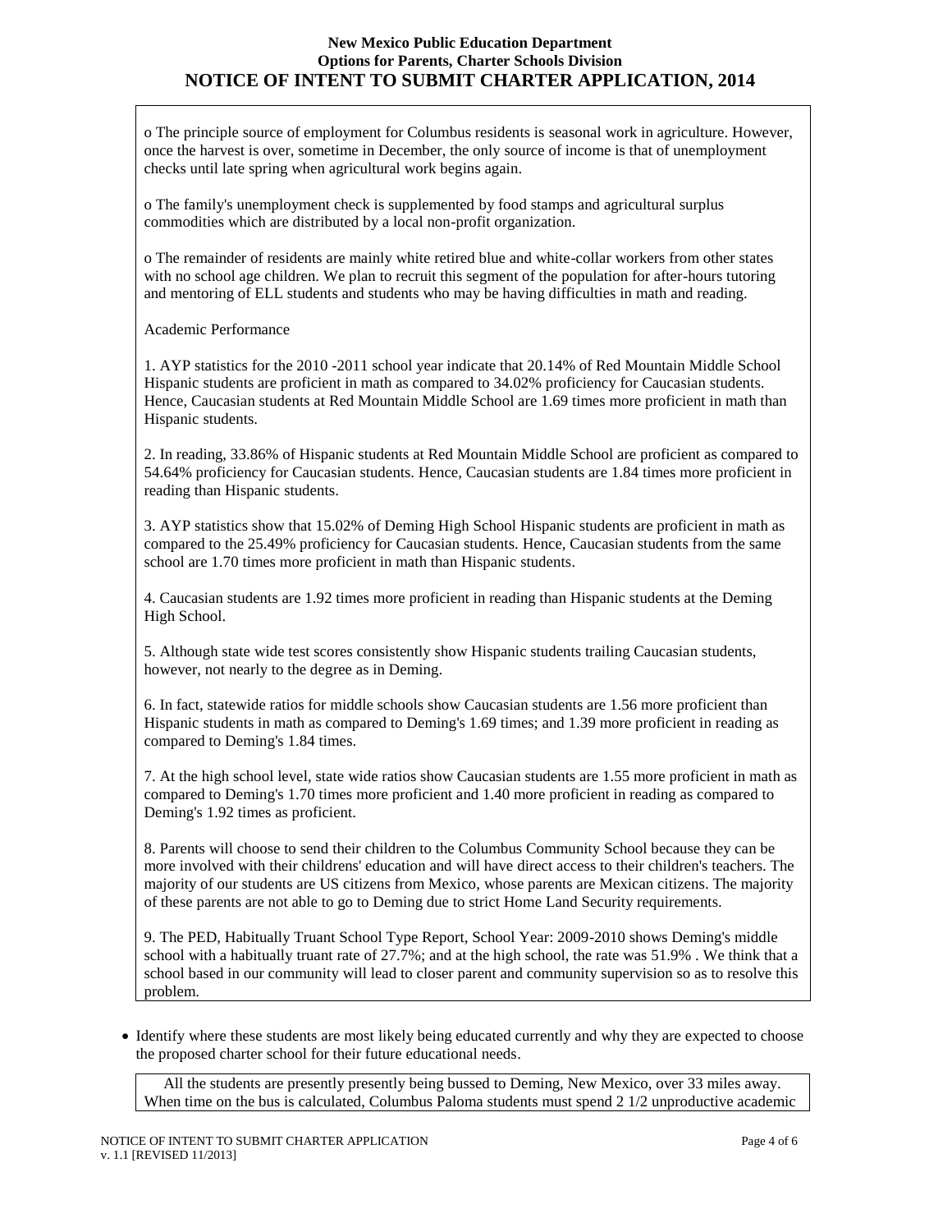o The principle source of employment for Columbus residents is seasonal work in agriculture. However, once the harvest is over, sometime in December, the only source of income is that of unemployment checks until late spring when agricultural work begins again.

o The family's unemployment check is supplemented by food stamps and agricultural surplus commodities which are distributed by a local non-profit organization.

o The remainder of residents are mainly white retired blue and white-collar workers from other states with no school age children. We plan to recruit this segment of the population for after-hours tutoring and mentoring of ELL students and students who may be having difficulties in math and reading.

Academic Performance

1. AYP statistics for the 2010 -2011 school year indicate that 20.14% of Red Mountain Middle School Hispanic students are proficient in math as compared to 34.02% proficiency for Caucasian students. Hence, Caucasian students at Red Mountain Middle School are 1.69 times more proficient in math than Hispanic students.

2. In reading, 33.86% of Hispanic students at Red Mountain Middle School are proficient as compared to 54.64% proficiency for Caucasian students. Hence, Caucasian students are 1.84 times more proficient in reading than Hispanic students.

3. AYP statistics show that 15.02% of Deming High School Hispanic students are proficient in math as compared to the 25.49% proficiency for Caucasian students. Hence, Caucasian students from the same school are 1.70 times more proficient in math than Hispanic students.

4. Caucasian students are 1.92 times more proficient in reading than Hispanic students at the Deming High School.

5. Although state wide test scores consistently show Hispanic students trailing Caucasian students, however, not nearly to the degree as in Deming.

6. In fact, statewide ratios for middle schools show Caucasian students are 1.56 more proficient than Hispanic students in math as compared to Deming's 1.69 times; and 1.39 more proficient in reading as compared to Deming's 1.84 times.

7. At the high school level, state wide ratios show Caucasian students are 1.55 more proficient in math as compared to Deming's 1.70 times more proficient and 1.40 more proficient in reading as compared to Deming's 1.92 times as proficient.

8. Parents will choose to send their children to the Columbus Community School because they can be more involved with their childrens' education and will have direct access to their children's teachers. The majority of our students are US citizens from Mexico, whose parents are Mexican citizens. The majority of these parents are not able to go to Deming due to strict Home Land Security requirements.

9. The PED, Habitually Truant School Type Report, School Year: 2009-2010 shows Deming's middle school with a habitually truant rate of 27.7%; and at the high school, the rate was 51.9% . We think that a school based in our community will lead to closer parent and community supervision so as to resolve this problem.

- Identify where these students are most likely being educated currently and why they are expected to choose the proposed charter school for their future educational needs.

All the students are presently presently being bussed to Deming, New Mexico, over 33 miles away. When time on the bus is calculated, Columbus Paloma students must spend 2 1/2 unproductive academic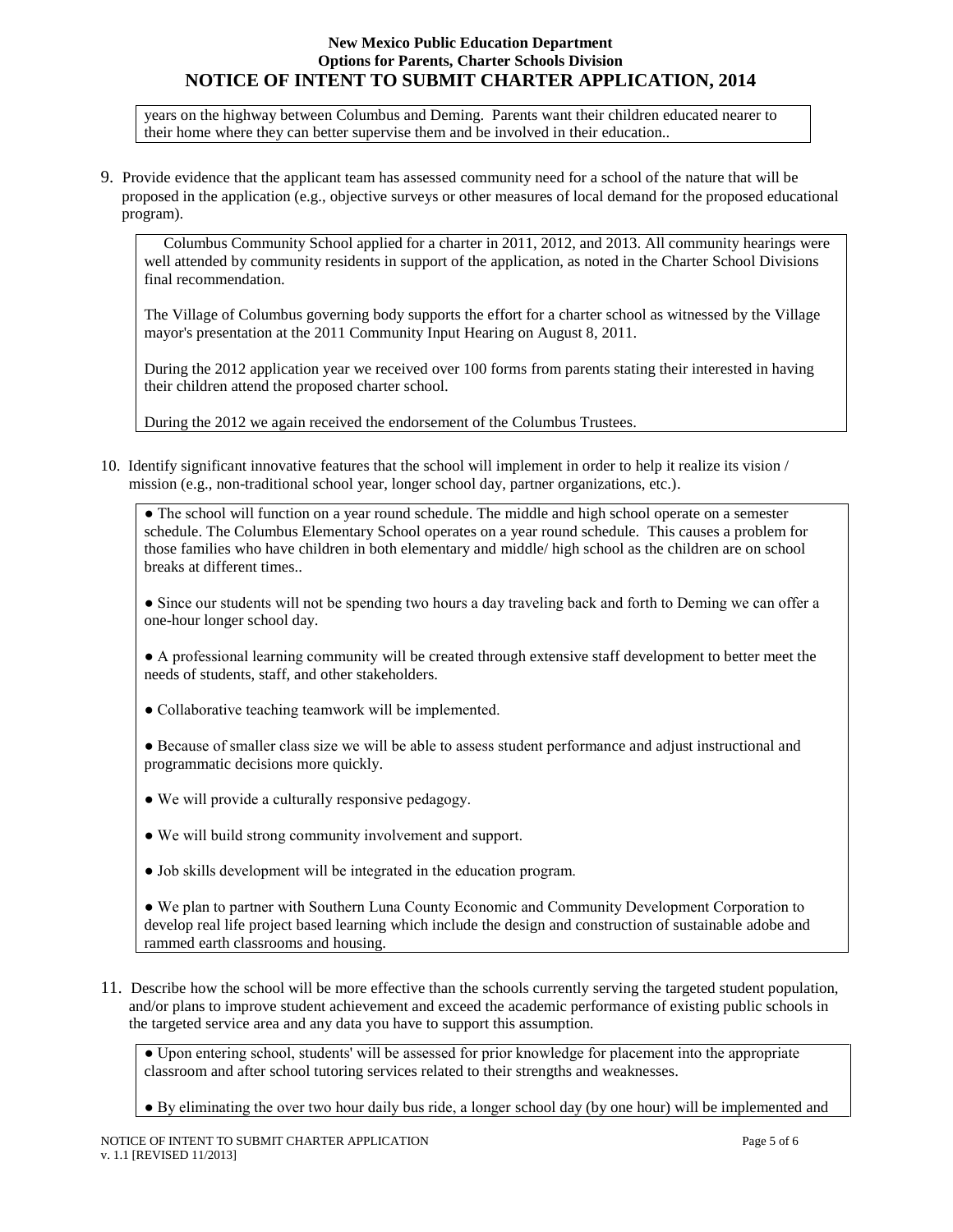years on the highway between Columbus and Deming. Parents want their children educated nearer to their home where they can better supervise them and be involved in their education..

9. Provide evidence that the applicant team has assessed community need for a school of the nature that will be proposed in the application (e.g., objective surveys or other measures of local demand for the proposed educational program).

Columbus Community School applied for a charter in 2011, 2012, and 2013. All community hearings were well attended by community residents in support of the application, as noted in the Charter School Divisions final recommendation.

The Village of Columbus governing body supports the effort for a charter school as witnessed by the Village mayor's presentation at the 2011 Community Input Hearing on August 8, 2011.

During the 2012 application year we received over 100 forms from parents stating their interested in having their children attend the proposed charter school.

During the 2012 we again received the endorsement of the Columbus Trustees.

10. Identify significant innovative features that the school will implement in order to help it realize its vision / mission (e.g., non-traditional school year, longer school day, partner organizations, etc.).

- The school will function on a year round schedule. The middle and high school operate on a semester schedule. The Columbus Elementary School operates on a year round schedule. This causes a problem for those families who have children in both elementary and middle/ high school as the children are on school breaks at different times..

- Since our students will not be spending two hours a day traveling back and forth to Deming we can offer a one-hour longer school day.

- A professional learning community will be created through extensive staff development to better meet the needs of students, staff, and other stakeholders.

- Collaborative teaching teamwork will be implemented.

- Because of smaller class size we will be able to assess student performance and adjust instructional and programmatic decisions more quickly.

- We will provide a culturally responsive pedagogy.

- We will build strong community involvement and support.

- Job skills development will be integrated in the education program.

- We plan to partner with Southern Luna County Economic and Community Development Corporation to develop real life project based learning which include the design and construction of sustainable adobe and rammed earth classrooms and housing.

11. Describe how the school will be more effective than the schools currently serving the targeted student population, and/or plans to improve student achievement and exceed the academic performance of existing public schools in the targeted service area and any data you have to support this assumption.

- Upon entering school, students' will be assessed for prior knowledge for placement into the appropriate classroom and after school tutoring services related to their strengths and weaknesses.

- By eliminating the over two hour daily bus ride, a longer school day (by one hour) will be implemented and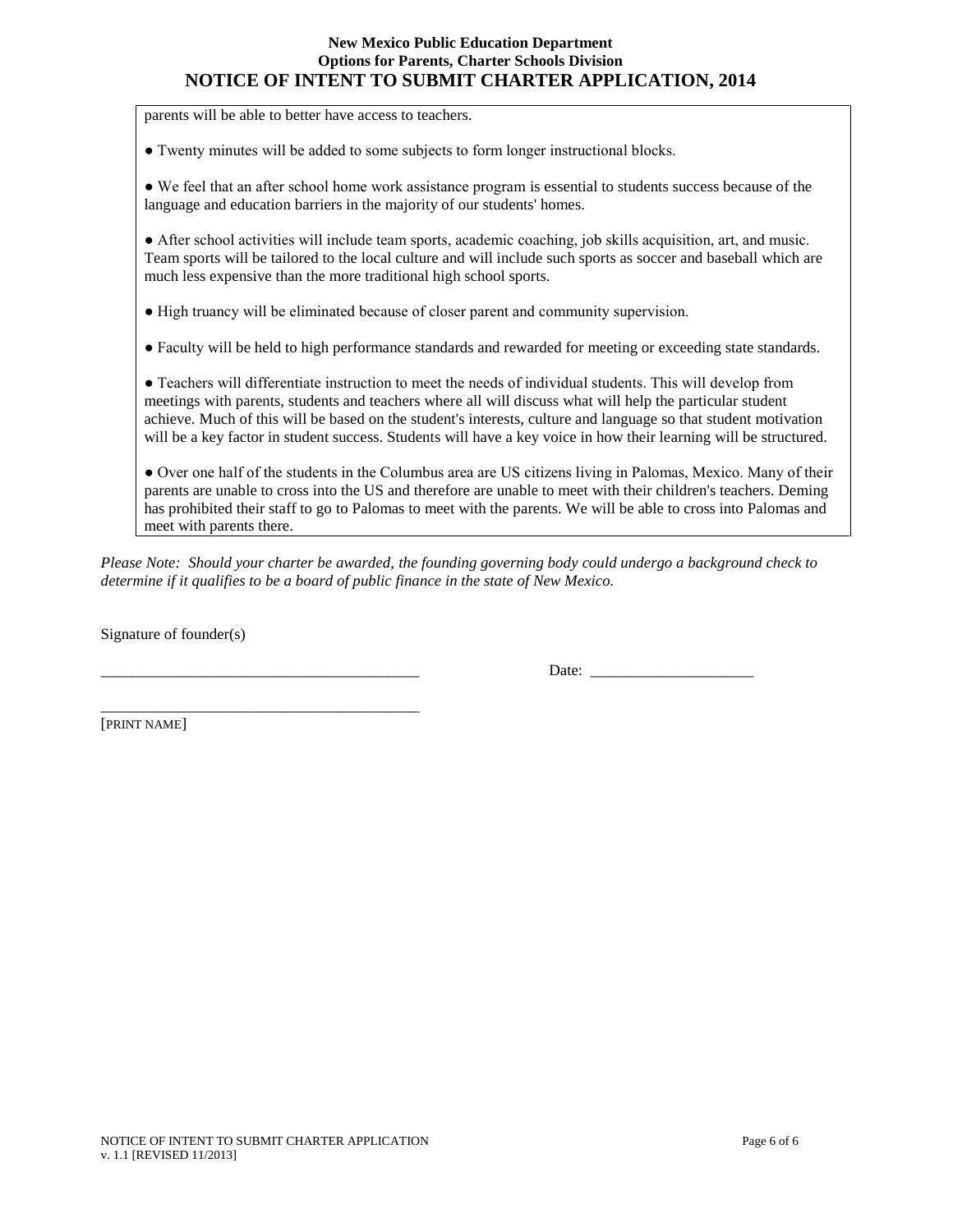parents will be able to better have access to teachers.

- Twenty minutes will be added to some subjects to form longer instructional blocks.

- We feel that an after school home work assistance program is essential to students success because of the language and education barriers in the majority of our students' homes.

- After school activities will include team sports, academic coaching, job skills acquisition, art, and music. Team sports will be tailored to the local culture and will include such sports as soccer and baseball which are much less expensive than the more traditional high school sports.

- High truancy will be eliminated because of closer parent and community supervision.

- Faculty will be held to high performance standards and rewarded for meeting or exceeding state standards.

- Teachers will differentiate instruction to meet the needs of individual students. This will develop from meetings with parents, students and teachers where all will discuss what will help the particular student achieve. Much of this will be based on the student's interests, culture and language so that student motivation will be a key factor in student success. Students will have a key voice in how their learning will be structured.

- Over one half of the students in the Columbus area are US citizens living in Palomas, Mexico. Many of their parents are unable to cross into the US and therefore are unable to meet with their children's teachers. Deming has prohibited their staff to go to Palomas to meet with the parents. We will be able to cross into Palomas and meet with parents there.

*Please Note: Should your charter be awarded, the founding governing body could undergo a background check to determine if it qualifies to be a board of public finance in the state of New Mexico.*

Signature of founder(s)

\_\_\_\_\_\_\_\_\_\_\_\_\_\_\_\_\_\_\_\_\_\_\_\_\_\_\_\_\_\_\_\_\_\_\_\_\_\_\_\_ Date: \_\_\_\_\_\_\_\_\_\_\_\_\_\_\_\_\_\_\_\_\_

\_\_\_\_\_\_\_\_\_\_\_\_\_\_\_\_\_\_\_\_\_\_\_\_\_\_\_\_\_\_\_\_\_\_\_\_\_\_\_\_

[PRINT NAME]